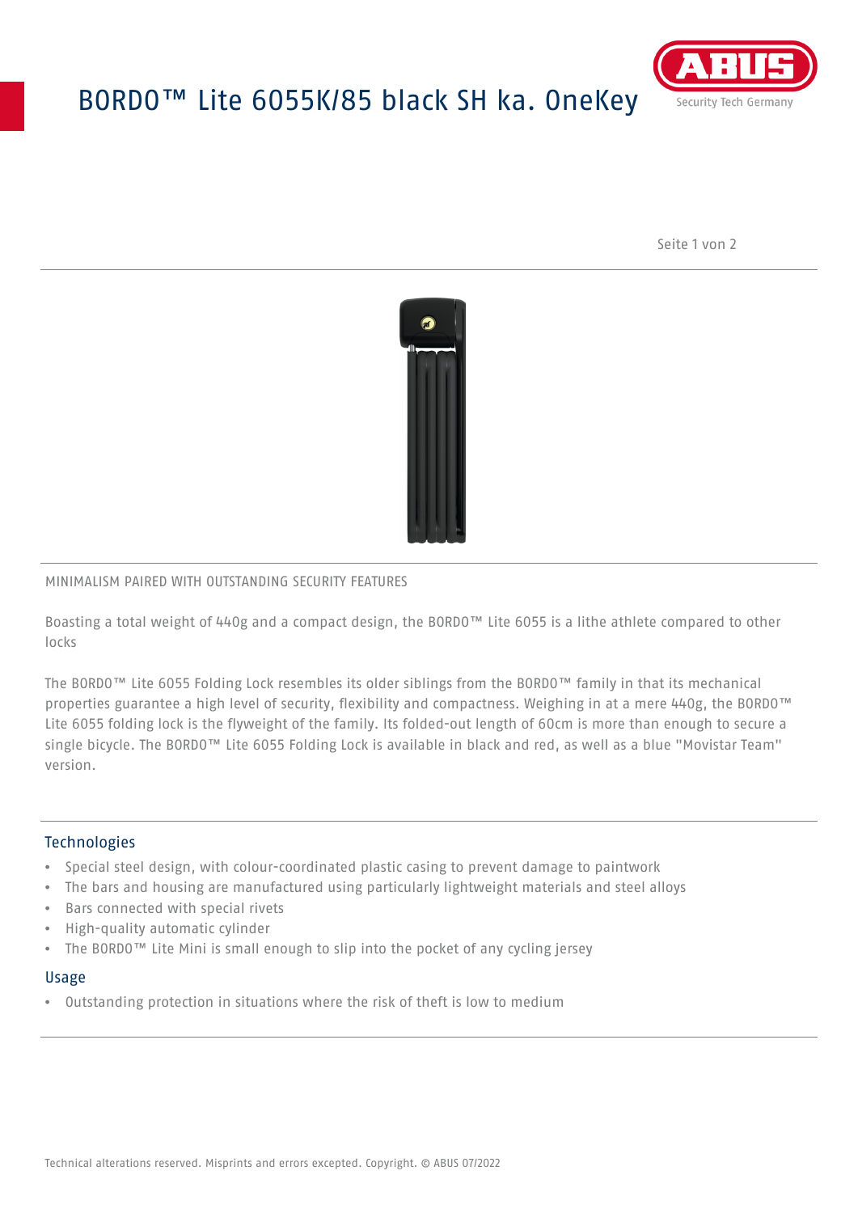# BORDO™ Lite 6055K/85 black SH ka. OneKey

MINIMALISM PAIRED WITH OUTSTANDING SECURITY FEATURES

Boasting a total weight of 440g and a compact design, the BORDO™ Lite 6055 is a lithe athlete compared to other locks

The BORDO™ Lite 6055 Folding Lock resembles its older siblings from the BORDO™ family in that its mechanical properties guarantee a high level of security, flexibility and compactness. Weighing in at a mere 440g, the BORDO™ Lite 6055 folding lock is the flyweight of the family. Its folded-out length of 60cm is more than enough to secure a single bicycle. The BORDO™ Lite 6055 Folding Lock is available in black and red, as well as a blue "Movistar Team" version.

## Technologies

- Special steel design, with colour-coordinated plastic casing to prevent damage to paintwork
- The bars and housing are manufactured using particularly lightweight materials and steel alloys
- Bars connected with special rivets
- High-quality automatic cylinder
- The BORDO™ Lite Mini is small enough to slip into the pocket of any cycling jersey

## Usage

- Outstanding protection in situations where the risk of theft is low to medium

Technical alterations reserved. Misprints and errors excepted. Copyright. © ABUS 07/2022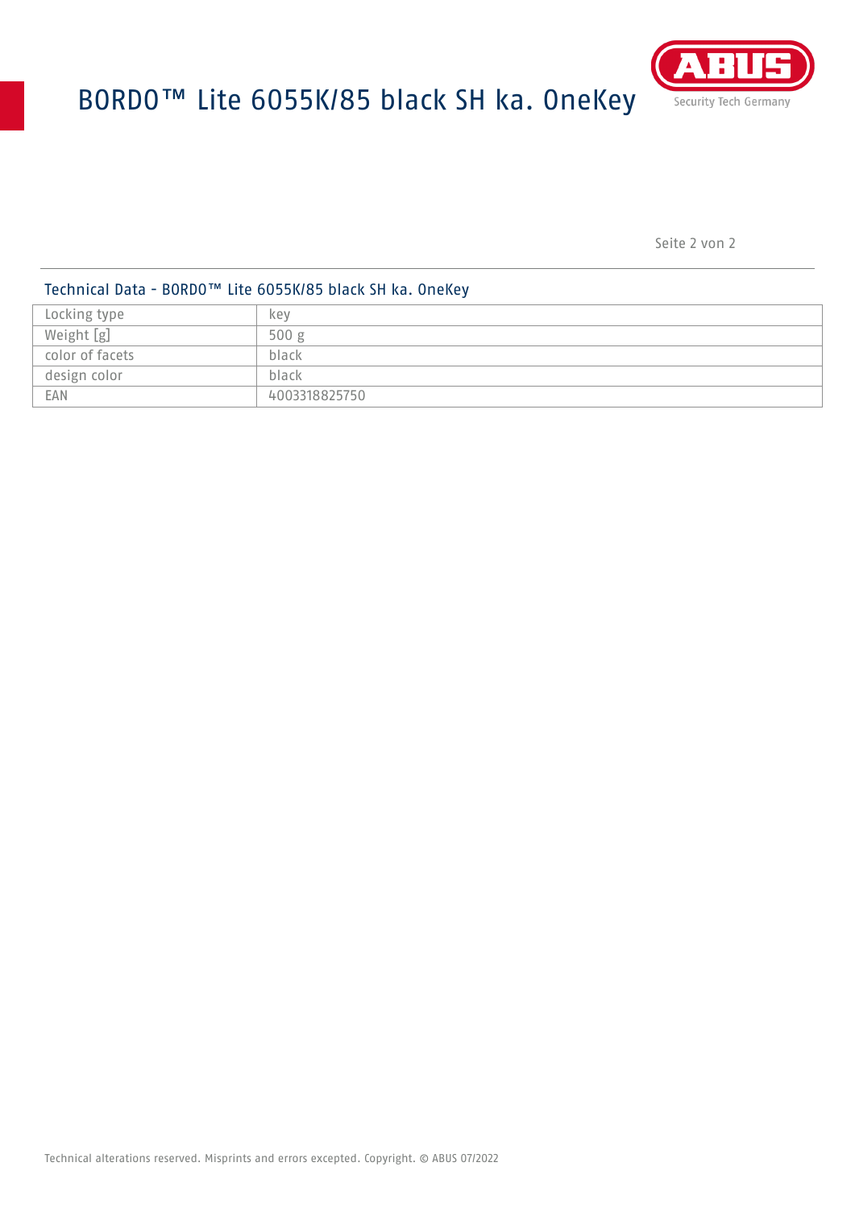# BORDO™ Lite 6055K/85 black SH ka. OneKey

## Technical Data - BORDO™ Lite 6055K/85 black SH ka. OneKey

| | |
|---|---|
| Locking type | key |
| Weight [g] | 500 g |
| color of facets | black |
| design color | black |
| EAN | 4003318825750 |

Technical alterations reserved. Misprints and errors excepted. Copyright. © ABUS 07/2022